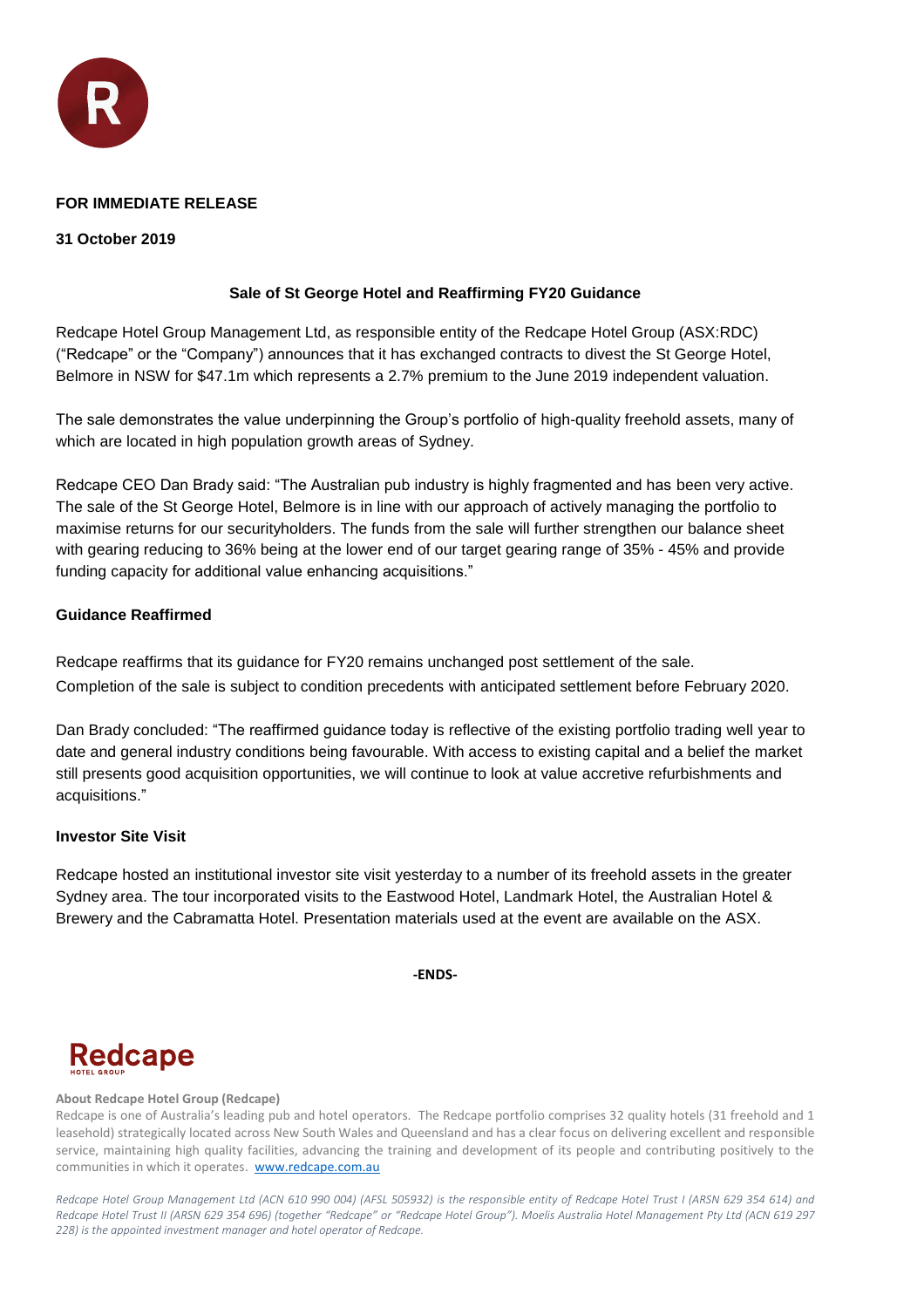**FOR IMMEDIATE RELEASE**

**31 October 2019**

## Sale of St George Hotel and Reaffirming FY20 Guidance

Redcape Hotel Group Management Ltd, as responsible entity of the Redcape Hotel Group (ASX:RDC) ("Redcape" or the "Company") announces that it has exchanged contracts to divest the St George Hotel, Belmore in NSW for $47.1m which represents a 2.7% premium to the June 2019 independent valuation.

The sale demonstrates the value underpinning the Group's portfolio of high-quality freehold assets, many of which are located in high population growth areas of Sydney.

Redcape CEO Dan Brady said: "The Australian pub industry is highly fragmented and has been very active. The sale of the St George Hotel, Belmore is in line with our approach of actively managing the portfolio to maximise returns for our securityholders. The funds from the sale will further strengthen our balance sheet with gearing reducing to 36% being at the lower end of our target gearing range of 35% - 45% and provide funding capacity for additional value enhancing acquisitions."

### Guidance Reaffirmed

Redcape reaffirms that its guidance for FY20 remains unchanged post settlement of the sale.
Completion of the sale is subject to condition precedents with anticipated settlement before February 2020.

Dan Brady concluded: "The reaffirmed guidance today is reflective of the existing portfolio trading well year to date and general industry conditions being favourable. With access to existing capital and a belief the market still presents good acquisition opportunities, we will continue to look at value accretive refurbishments and acquisitions."

### Investor Site Visit

Redcape hosted an institutional investor site visit yesterday to a number of its freehold assets in the greater Sydney area. The tour incorporated visits to the Eastwood Hotel, Landmark Hotel, the Australian Hotel & Brewery and the Cabramatta Hotel. Presentation materials used at the event are available on the ASX.

**-ENDS-**

**About Redcape Hotel Group (Redcape)**

Redcape is one of Australia's leading pub and hotel operators. The Redcape portfolio comprises 32 quality hotels (31 freehold and 1 leasehold) strategically located across New South Wales and Queensland and has a clear focus on delivering excellent and responsible service, maintaining high quality facilities, advancing the training and development of its people and contributing positively to the communities in which it operates. www.redcape.com.au

*Redcape Hotel Group Management Ltd (ACN 610 990 004) (AFSL 505932) is the responsible entity of Redcape Hotel Trust I (ARSN 629 354 614) and Redcape Hotel Trust II (ARSN 629 354 696) (together "Redcape" or "Redcape Hotel Group"). Moelis Australia Hotel Management Pty Ltd (ACN 619 297 228) is the appointed investment manager and hotel operator of Redcape.*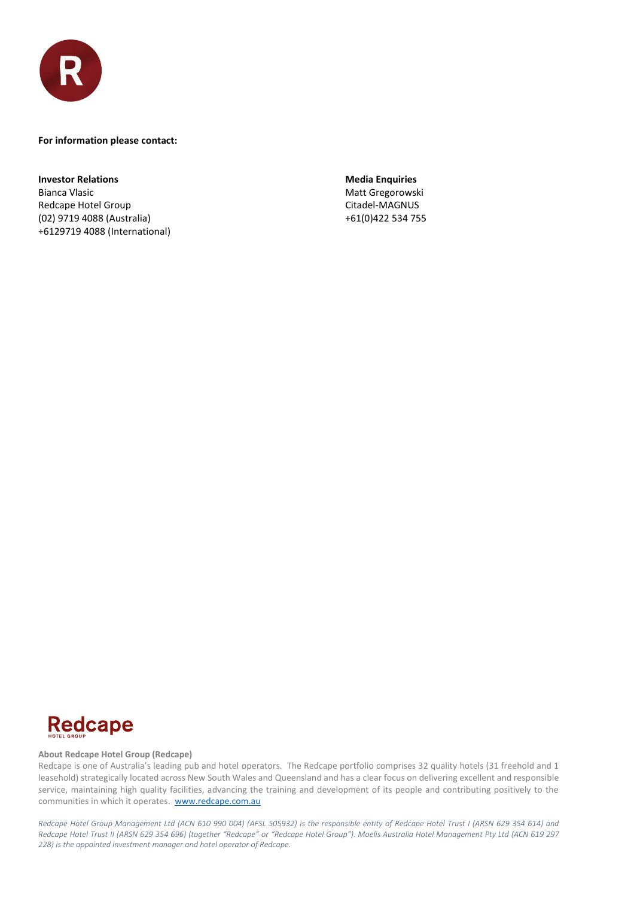**For information please contact:**

**Investor Relations**
Bianca Vlasic
Redcape Hotel Group
(02) 9719 4088 (Australia)
+6129719 4088 (International)

**Media Enquiries**
Matt Gregorowski
Citadel-MAGNUS
+61(0)422 534 755

**About Redcape Hotel Group (Redcape)**

Redcape is one of Australia's leading pub and hotel operators. The Redcape portfolio comprises 32 quality hotels (31 freehold and 1 leasehold) strategically located across New South Wales and Queensland and has a clear focus on delivering excellent and responsible service, maintaining high quality facilities, advancing the training and development of its people and contributing positively to the communities in which it operates. [www.redcape.com.au](http://www.redcape.com.au)

*Redcape Hotel Group Management Ltd (ACN 610 990 004) (AFSL 505932) is the responsible entity of Redcape Hotel Trust I (ARSN 629 354 614) and Redcape Hotel Trust II (ARSN 629 354 696) (together "Redcape" or "Redcape Hotel Group"). Moelis Australia Hotel Management Pty Ltd (ACN 619 297 228) is the appointed investment manager and hotel operator of Redcape.*